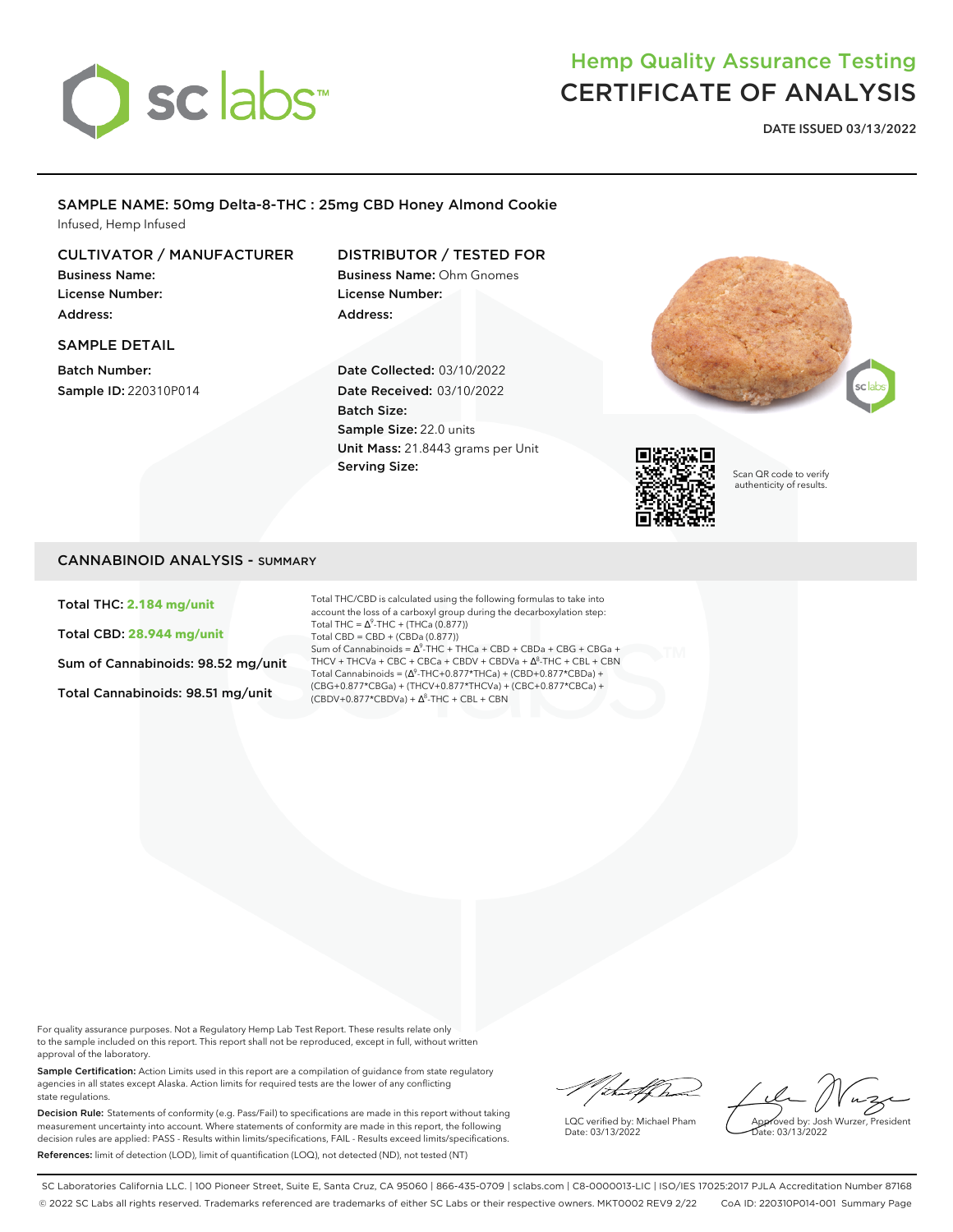# Hemp Quality Assurance Testing
# CERTIFICATE OF ANALYSIS

**DATE ISSUED 03/13/2022**

## SAMPLE NAME: 50mg Delta-8-THC : 25mg CBD Honey Almond Cookie

Infused, Hemp Infused

### CULTIVATOR / MANUFACTURER

**Business Name:**
**License Number:**
**Address:**

### DISTRIBUTOR / TESTED FOR

**Business Name:** Ohm Gnomes
**License Number:**
**Address:**

### SAMPLE DETAIL

**Batch Number:**
**Sample ID:** 220310P014

**Date Collected:** 03/10/2022
**Date Received:** 03/10/2022
**Batch Size:**
**Sample Size:** 22.0 units
**Unit Mass:** 21.8443 grams per Unit
**Serving Size:**

Scan QR code to verify authenticity of results.

## CANNABINOID ANALYSIS - SUMMARY

**Total THC: 2.184 mg/unit**

**Total CBD: 28.944 mg/unit**

**Sum of Cannabinoids: 98.52 mg/unit**

**Total Cannabinoids: 98.51 mg/unit**

Total THC/CBD is calculated using the following formulas to take into account the loss of a carboxyl group during the decarboxylation step:
Total THC = $\Delta^9$-THC + (THCa (0.877))
Total CBD = CBD + (CBDa (0.877))
Sum of Cannabinoids = $\Delta^9$-THC + THCa + CBD + CBDa + CBG + CBGa + THCV + THCVa + CBC + CBCa + CBDV + CBDVa + $\Delta^8$-THC + CBL + CBN
Total Cannabinoids = ($\Delta^9$-THC+0.877*THCa) + (CBD+0.877*CBDa) + (CBG+0.877*CBGa) + (THCV+0.877*THCVa) + (CBC+0.877*CBCa) + (CBDV+0.877*CBDVa) + $\Delta^8$-THC + CBL + CBN

For quality assurance purposes. Not a Regulatory Hemp Lab Test Report. These results relate only to the sample included on this report. This report shall not be reproduced, except in full, without written approval of the laboratory.

**Sample Certification:** Action Limits used in this report are a compilation of guidance from state regulatory agencies in all states except Alaska. Action limits for required tests are the lower of any conflicting state regulations.

**Decision Rule:** Statements of conformity (e.g. Pass/Fail) to specifications are made in this report without taking measurement uncertainty into account. Where statements of conformity are made in this report, the following decision rules are applied: PASS - Results within limits/specifications, FAIL - Results exceed limits/specifications.

**References:** limit of detection (LOD), limit of quantification (LOQ), not detected (ND), not tested (NT)

LQC verified by: Michael Pham
Date: 03/13/2022

Approved by: Josh Wurzer, President
Date: 03/13/2022

SC Laboratories California LLC. | 100 Pioneer Street, Suite E, Santa Cruz, CA 95060 | 866-435-0709 | sclabs.com | C8-0000013-LIC | ISO/IES 17025:2017 PJLA Accreditation Number 87168
© 2022 SC Labs all rights reserved. Trademarks referenced are trademarks of either SC Labs or their respective owners. MKT0002 REV9 2/22 CoA ID: 220310P014-001 Summary Page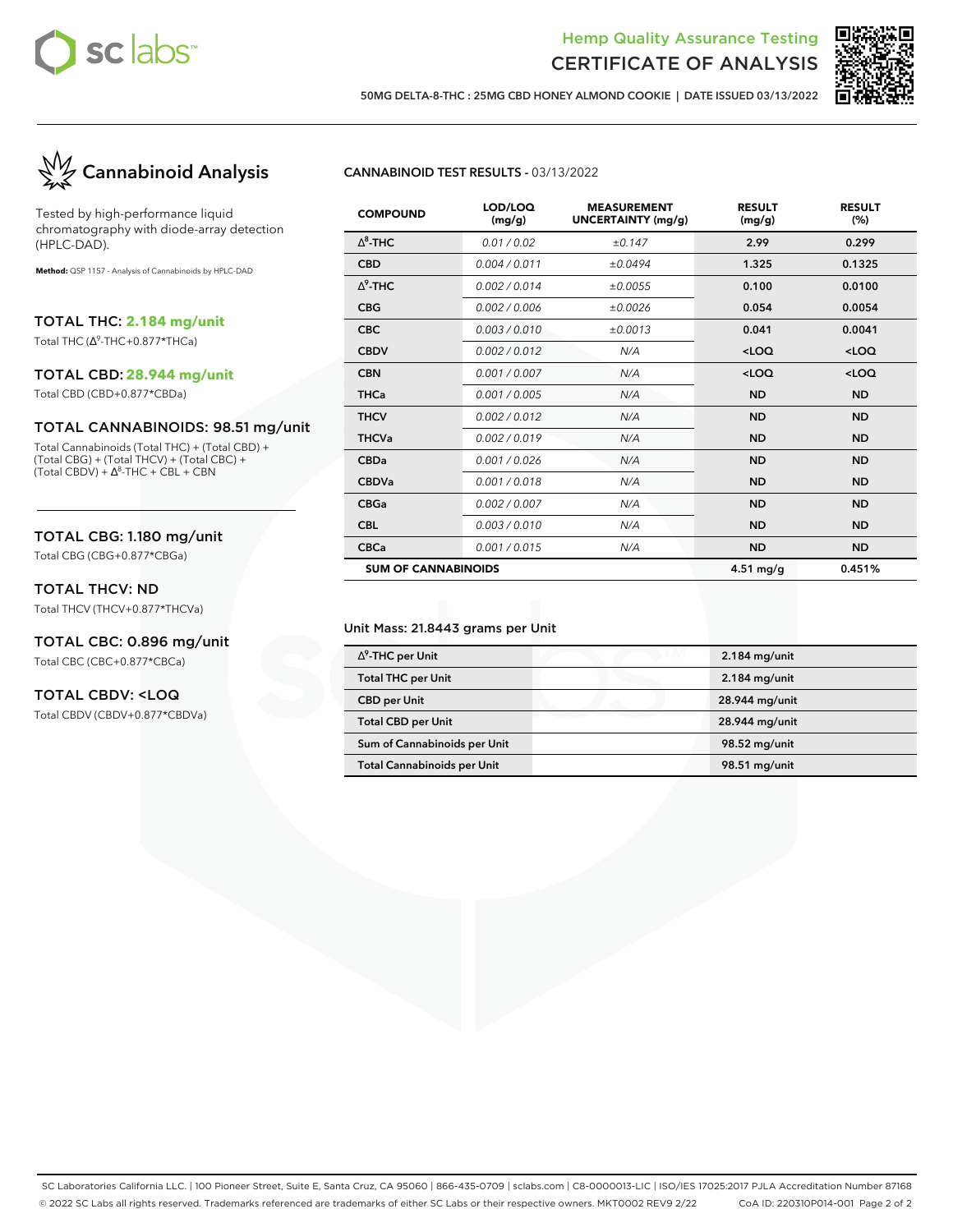Hemp Quality Assurance Testing
# CERTIFICATE OF ANALYSIS

50MG DELTA-8-THC : 25MG CBD HONEY ALMOND COOKIE | DATE ISSUED 03/13/2022

## Cannabinoid Analysis

Tested by high-performance liquid chromatography with diode-array detection (HPLC-DAD).

**Method:** QSP 1157 - Analysis of Cannabinoids by HPLC-DAD

### TOTAL THC: 2.184 mg/unit

Total THC ($\Delta^9$-THC+0.877*THCa)

### TOTAL CBD: 28.944 mg/unit

Total CBD (CBD+0.877*CBDa)

### TOTAL CANNABINOIDS: 98.51 mg/unit

Total Cannabinoids (Total THC) + (Total CBD) + (Total CBG) + (Total THCV) + (Total CBC) + (Total CBDV) + $\Delta^8$-THC + CBL + CBN

### TOTAL CBG: 1.180 mg/unit

Total CBG (CBG+0.877*CBGa)

### TOTAL THCV: ND

Total THCV (THCV+0.877*THCVa)

### TOTAL CBC: 0.896 mg/unit

Total CBC (CBC+0.877*CBCa)

### TOTAL CBDV: <LOQ

Total CBDV (CBDV+0.877*CBDVa)

**CANNABINOID TEST RESULTS** - 03/13/2022

| COMPOUND | LOD/LOQ (mg/g) | MEASUREMENT UNCERTAINTY (mg/g) | RESULT (mg/g) | RESULT (%) |
|---|---|---|---|---|
| $\Delta^8$-THC | 0.01 / 0.02 | ±0.147 | 2.99 | 0.299 |
| CBD | 0.004 / 0.011 | ±0.0494 | 1.325 | 0.1325 |
| $\Delta^9$-THC | 0.002 / 0.014 | ±0.0055 | 0.100 | 0.0100 |
| CBG | 0.002 / 0.006 | ±0.0026 | 0.054 | 0.0054 |
| CBC | 0.003 / 0.010 | ±0.0013 | 0.041 | 0.0041 |
| CBDV | 0.002 / 0.012 | N/A | <LOQ | <LOQ |
| CBN | 0.001 / 0.007 | N/A | <LOQ | <LOQ |
| THCa | 0.001 / 0.005 | N/A | ND | ND |
| THCV | 0.002 / 0.012 | N/A | ND | ND |
| THCVa | 0.002 / 0.019 | N/A | ND | ND |
| CBDa | 0.001 / 0.026 | N/A | ND | ND |
| CBDVa | 0.001 / 0.018 | N/A | ND | ND |
| CBGa | 0.002 / 0.007 | N/A | ND | ND |
| CBL | 0.003 / 0.010 | N/A | ND | ND |
| CBCa | 0.001 / 0.015 | N/A | ND | ND |
| **SUM OF CANNABINOIDS** | | | **4.51 mg/g** | **0.451%** |

Unit Mass: 21.8443 grams per Unit

| | |
|---|---|
| $\Delta^9$-THC per Unit | 2.184 mg/unit |
| Total THC per Unit | 2.184 mg/unit |
| CBD per Unit | 28.944 mg/unit |
| Total CBD per Unit | 28.944 mg/unit |
| Sum of Cannabinoids per Unit | 98.52 mg/unit |
| Total Cannabinoids per Unit | 98.51 mg/unit |

SC Laboratories California LLC. | 100 Pioneer Street, Suite E, Santa Cruz, CA 95060 | 866-435-0709 | sclabs.com | C8-0000013-LIC | ISO/IES 17025:2017 PJLA Accreditation Number 87168
© 2022 SC Labs all rights reserved. Trademarks referenced are trademarks of either SC Labs or their respective owners. MKT0002 REV9 2/22 CoA ID: 220310P014-001